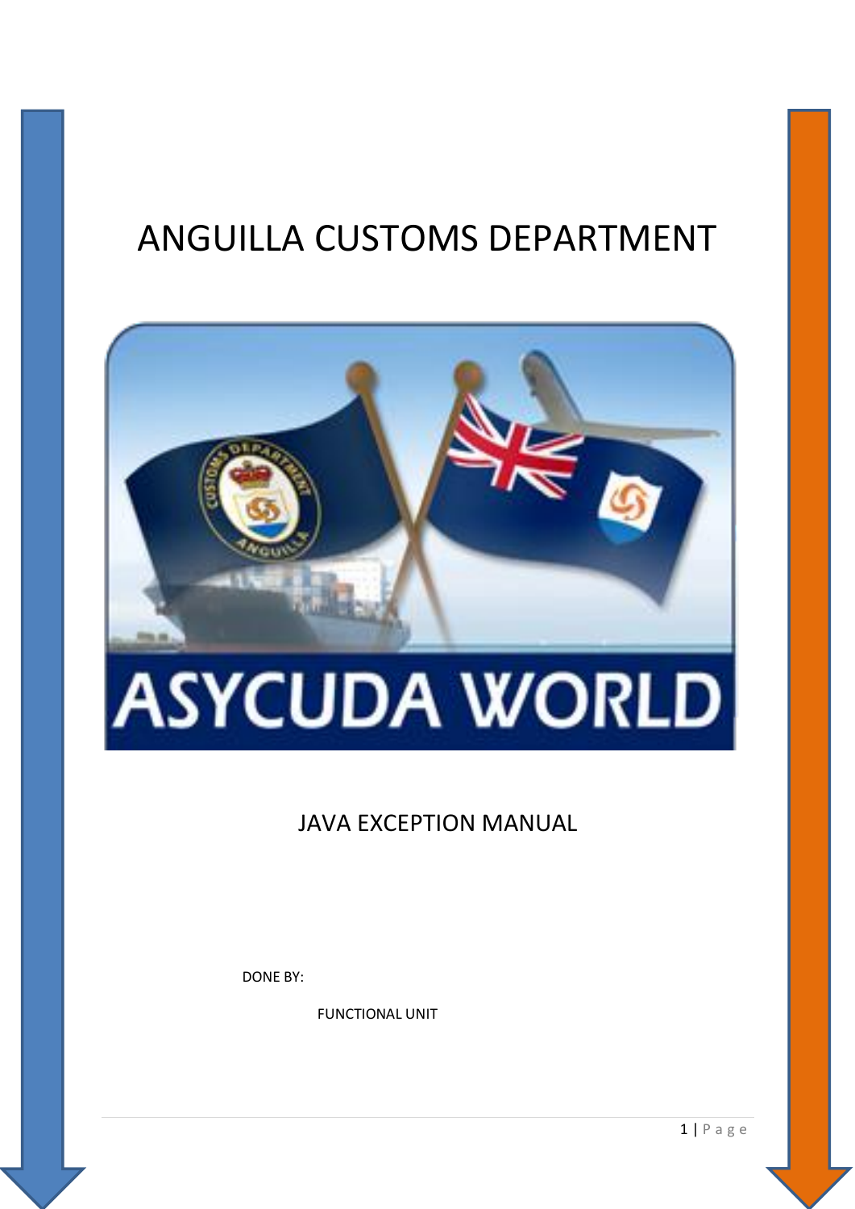# ANGUILLA CUSTOMS DEPARTMENT

ASYCUDA WORLD

## JAVA EXCEPTION MANUAL

DONE BY:

FUNCTIONAL UNIT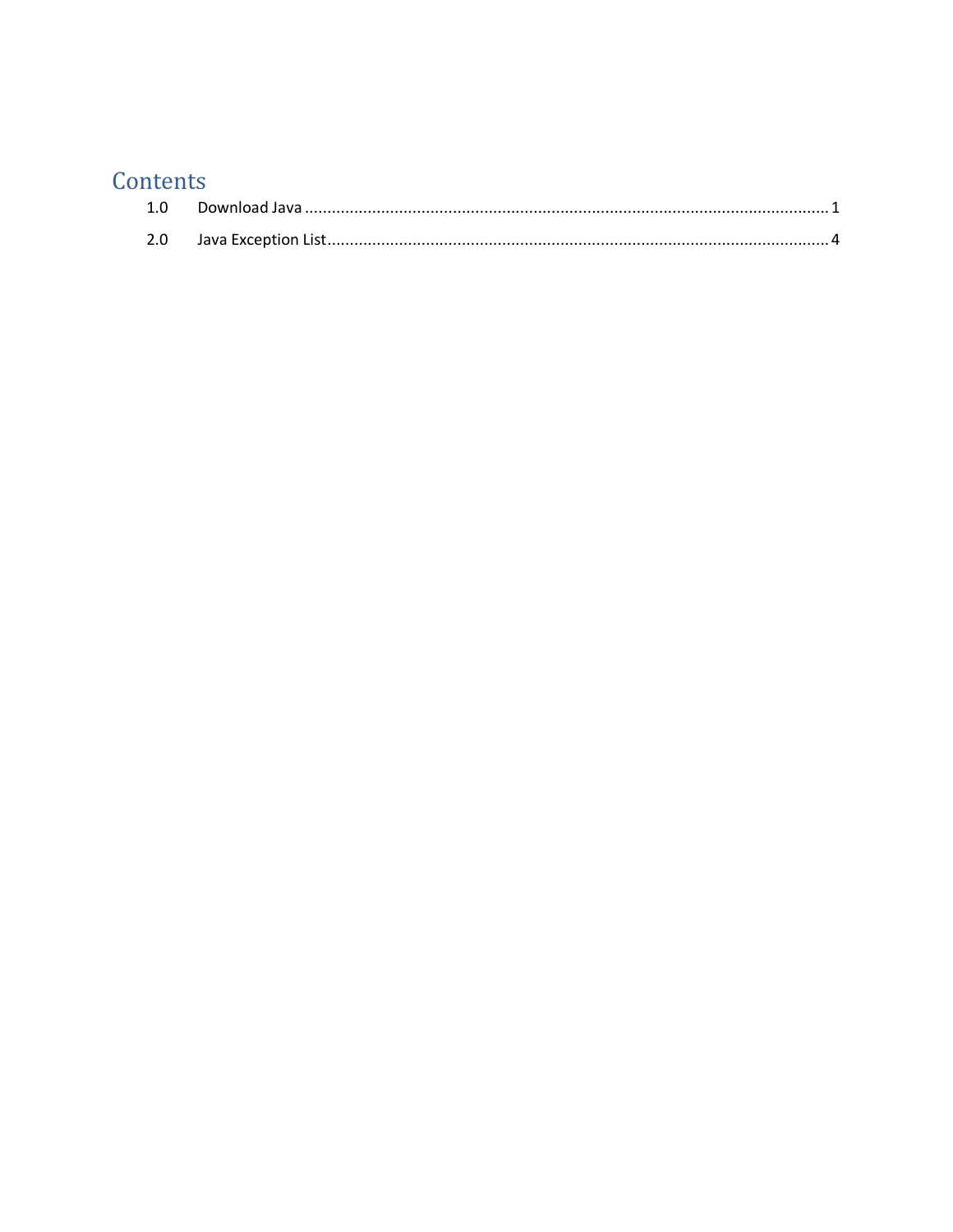# Contents

1.0 Download Java .................................................................................................................. 1

2.0 Java Exception List ............................................................................................................ 4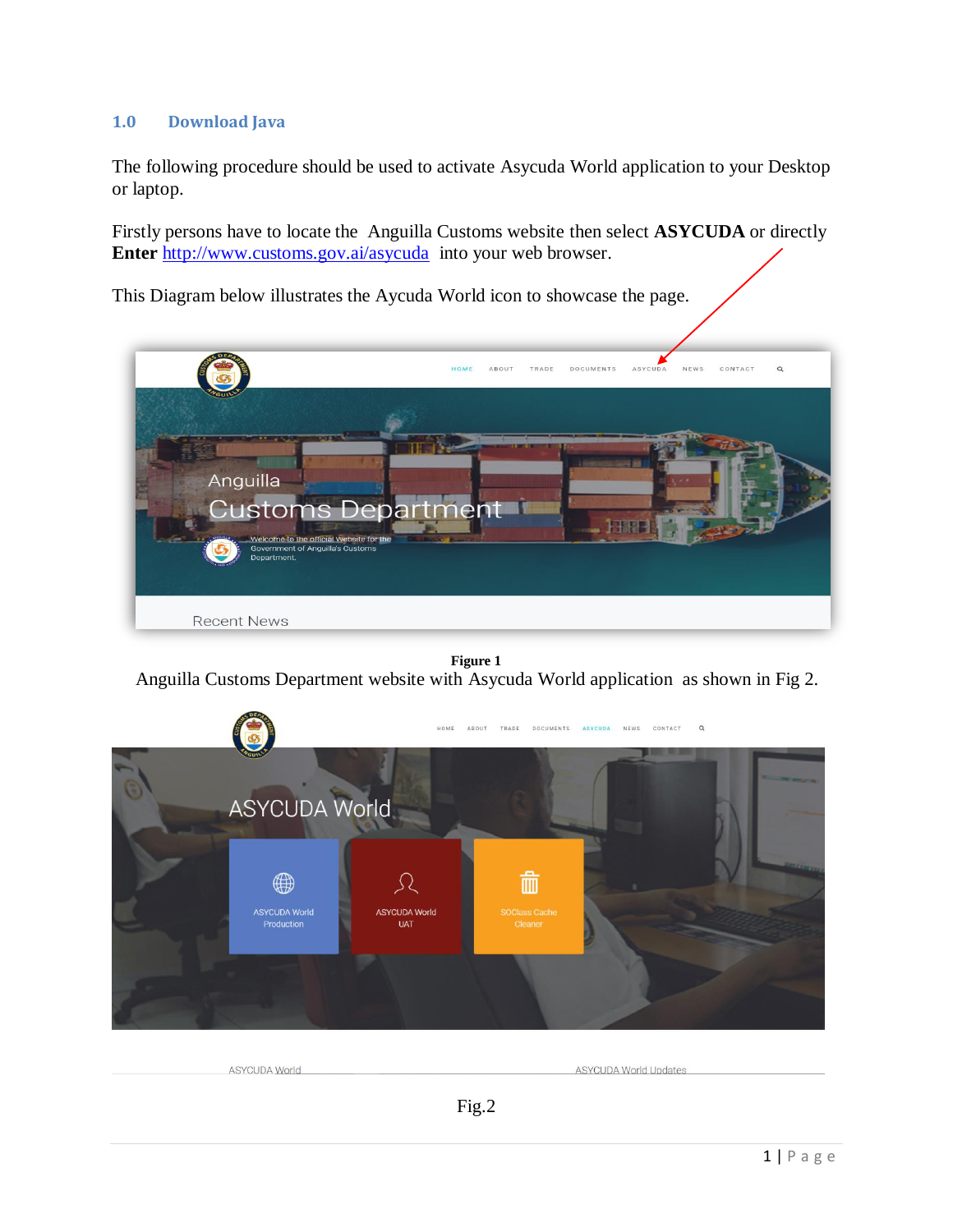## 1.0 Download Java

The following procedure should be used to activate Asycuda World application to your Desktop or laptop.

Firstly persons have to locate the Anguilla Customs website then select **ASYCUDA** or directly **Enter** [http://www.customs.gov.ai/asycuda](http://www.customs.gov.ai/asycuda) into your web browser.

This Diagram below illustrates the Aycuda World icon to showcase the page.

**Figure 1**

Anguilla Customs Department website with Asycuda World application as shown in Fig 2.

Fig.2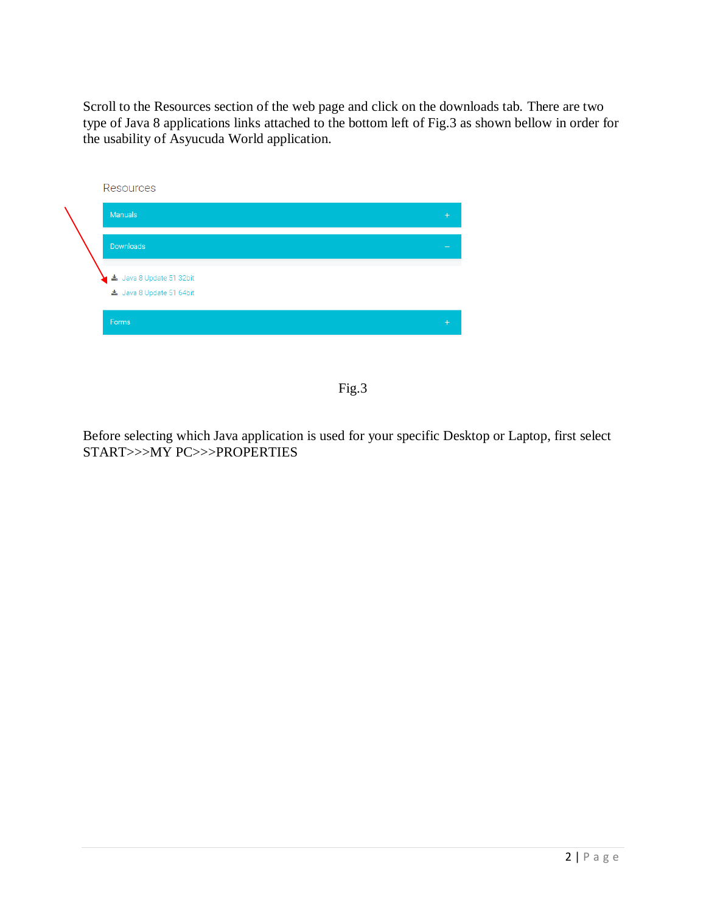Scroll to the Resources section of the web page and click on the downloads tab. There are two type of Java 8 applications links attached to the bottom left of Fig.3 as shown bellow in order for the usability of Asyucuda World application.

Resources

Manuals +

Downloads –

Java 8 Update 51 32bit

Java 8 Update 51 64bit

Forms +

Fig.3

Before selecting which Java application is used for your specific Desktop or Laptop, first select START>>>MY PC>>>PROPERTIES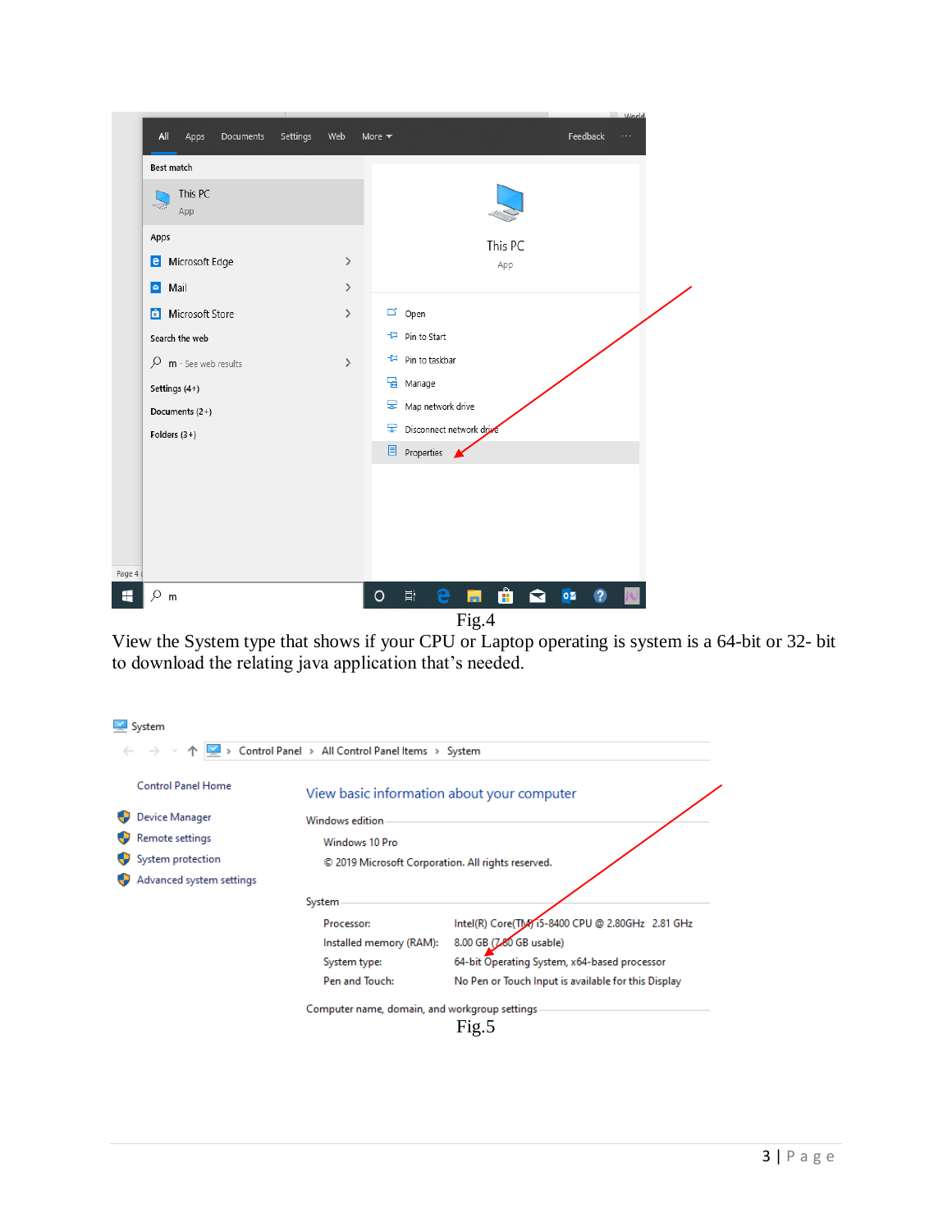Fig.4

View the System type that shows if your CPU or Laptop operating is system is a 64-bit or 32- bit to download the relating java application that's needed.

Fig.5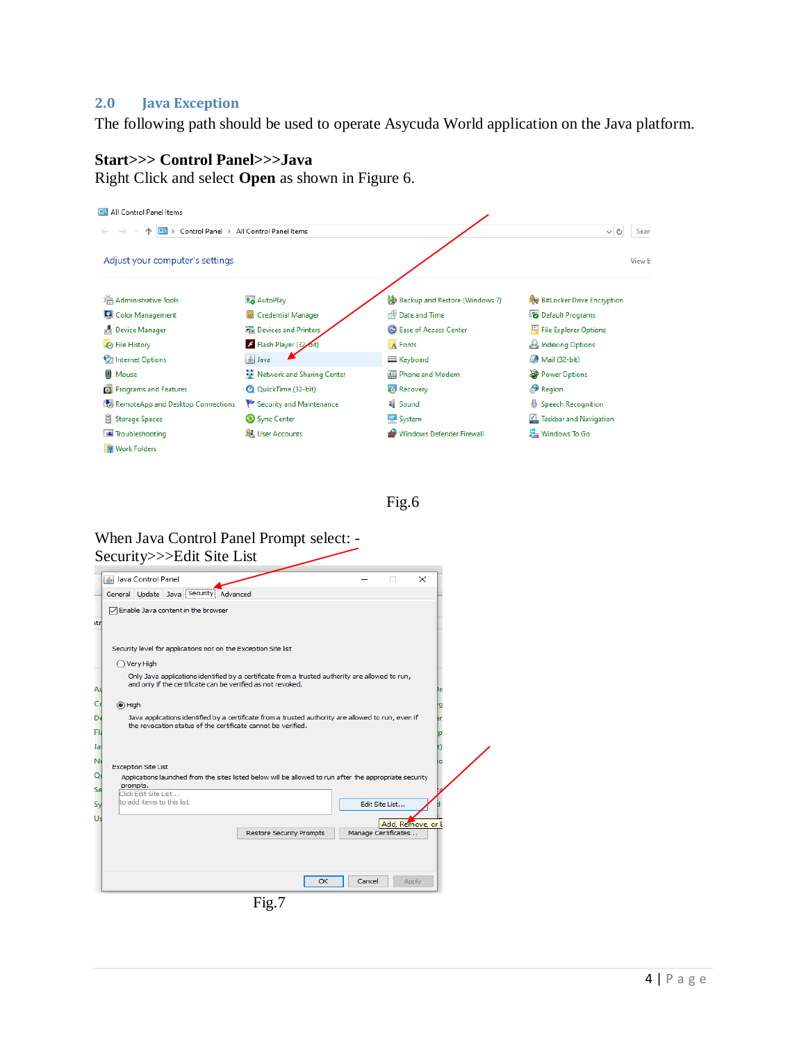## 2.0 Java Exception

The following path should be used to operate Asycuda World application on the Java platform.

**Start>>> Control Panel>>>Java**

Right Click and select **Open** as shown in Figure 6.

Fig.6

When Java Control Panel Prompt select: -

Security>>>Edit Site List

Fig.7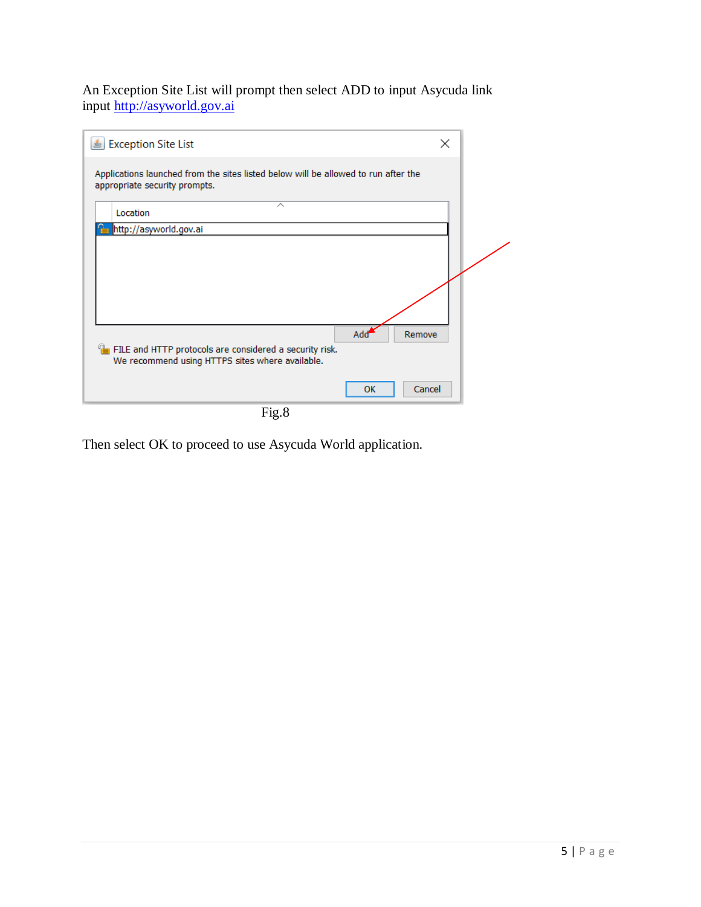An Exception Site List will prompt then select ADD to input Asycuda link input [http://asyworld.gov.ai](http://asyworld.gov.ai)

Fig.8

Then select OK to proceed to use Asycuda World application.